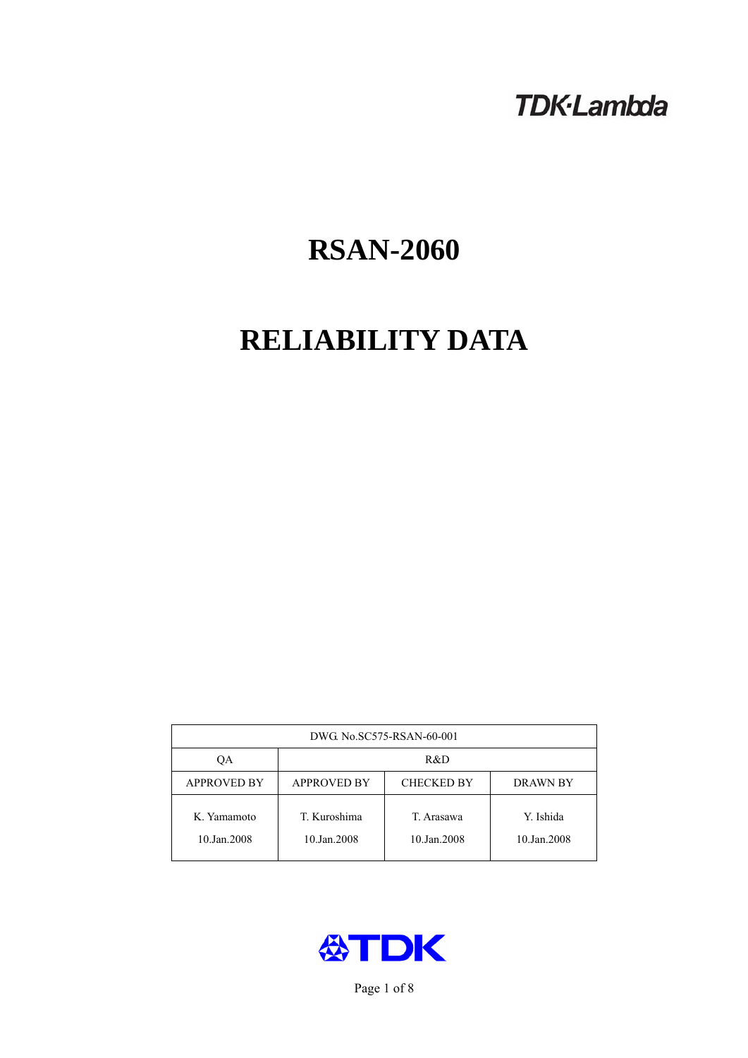TDK·Lambda

# RSAN-2060

# RELIABILITY DATA

| DWG. No.SC575-RSAN-60-001 | | | |
|---|---|---|---|
| QA | R&D | | |
| APPROVED BY | APPROVED BY | CHECKED BY | DRAWN BY |
| K. Yamamoto<br>10.Jan.2008 | T. Kuroshima<br>10.Jan.2008 | T. Arasawa<br>10.Jan.2008 | Y. Ishida<br>10.Jan.2008 |

TDK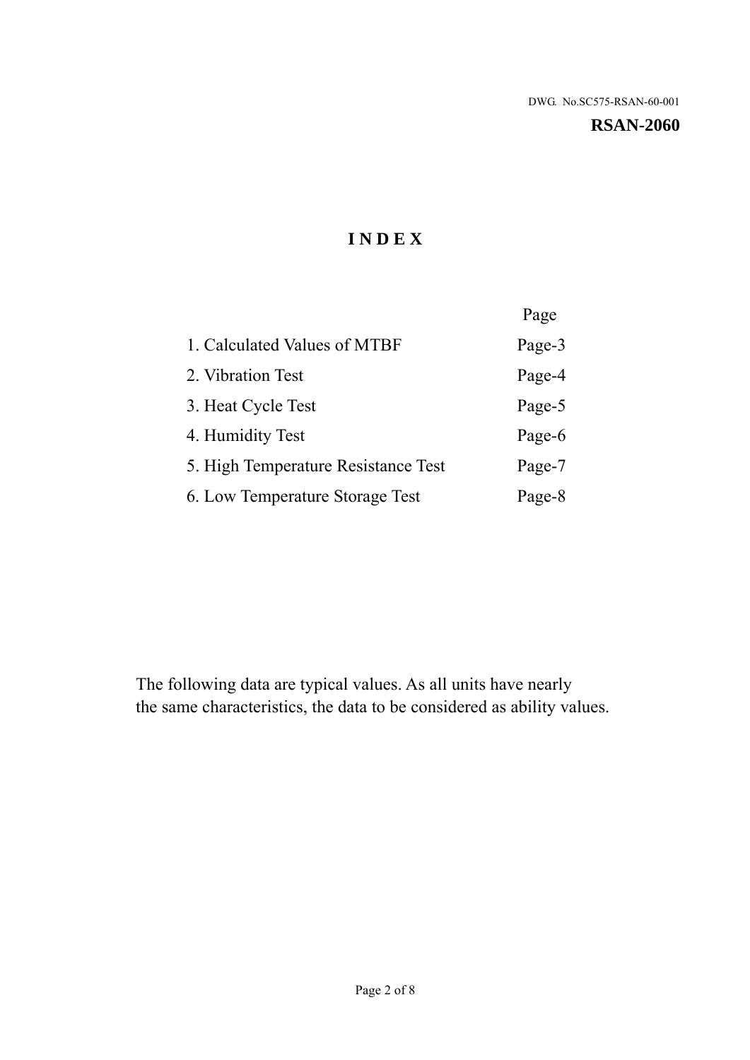DWG. No.SC575-RSAN-60-001

**RSAN-2060**

# I N D E X

| | Page |
|---|---|
| 1. Calculated Values of MTBF | Page-3 |
| 2. Vibration Test | Page-4 |
| 3. Heat Cycle Test | Page-5 |
| 4. Humidity Test | Page-6 |
| 5. High Temperature Resistance Test | Page-7 |
| 6. Low Temperature Storage Test | Page-8 |

The following data are typical values. As all units have nearly the same characteristics, the data to be considered as ability values.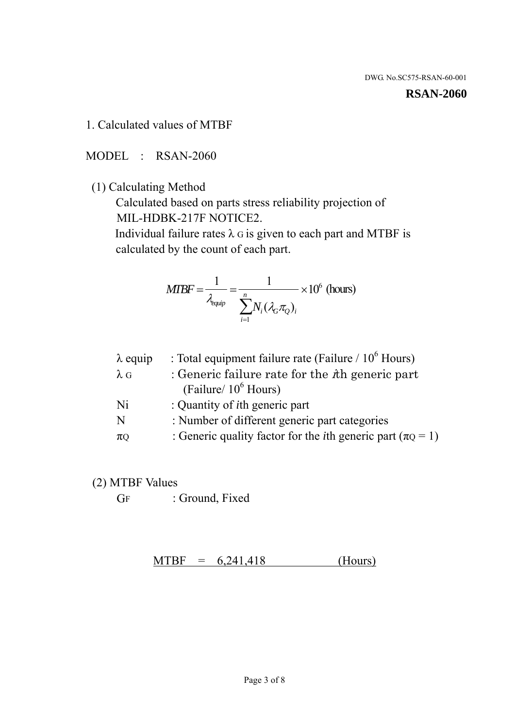DWG. No.SC575-RSAN-60-001

**RSAN-2060**

1. Calculated values of MTBF

MODEL : RSAN-2060

(1) Calculating Method

Calculated based on parts stress reliability projection of MIL-HDBK-217F NOTICE2.

Individual failure rates $\lambda_G$ is given to each part and MTBF is calculated by the count of each part.

$$MTBF = \frac{1}{\lambda_{equip}} = \frac{1}{\sum_{i=1}^{n} N_i (\lambda_G \pi_Q)_i} \times 10^6 \text{ (hours)}$$

| | |
|---|---|
| $\lambda$ equip | : Total equipment failure rate (Failure / $10^6$ Hours) |
| $\lambda_G$ | : Generic failure rate for the $i$th generic part (Failure/ $10^6$ Hours) |
| Ni | : Quantity of $i$th generic part |
| N | : Number of different generic part categories |
| $\pi_Q$ | : Generic quality factor for the $i$th generic part ($\pi_Q = 1$) |

(2) MTBF Values

$G_F$ : Ground, Fixed

MTBF = 6,241,418 (Hours)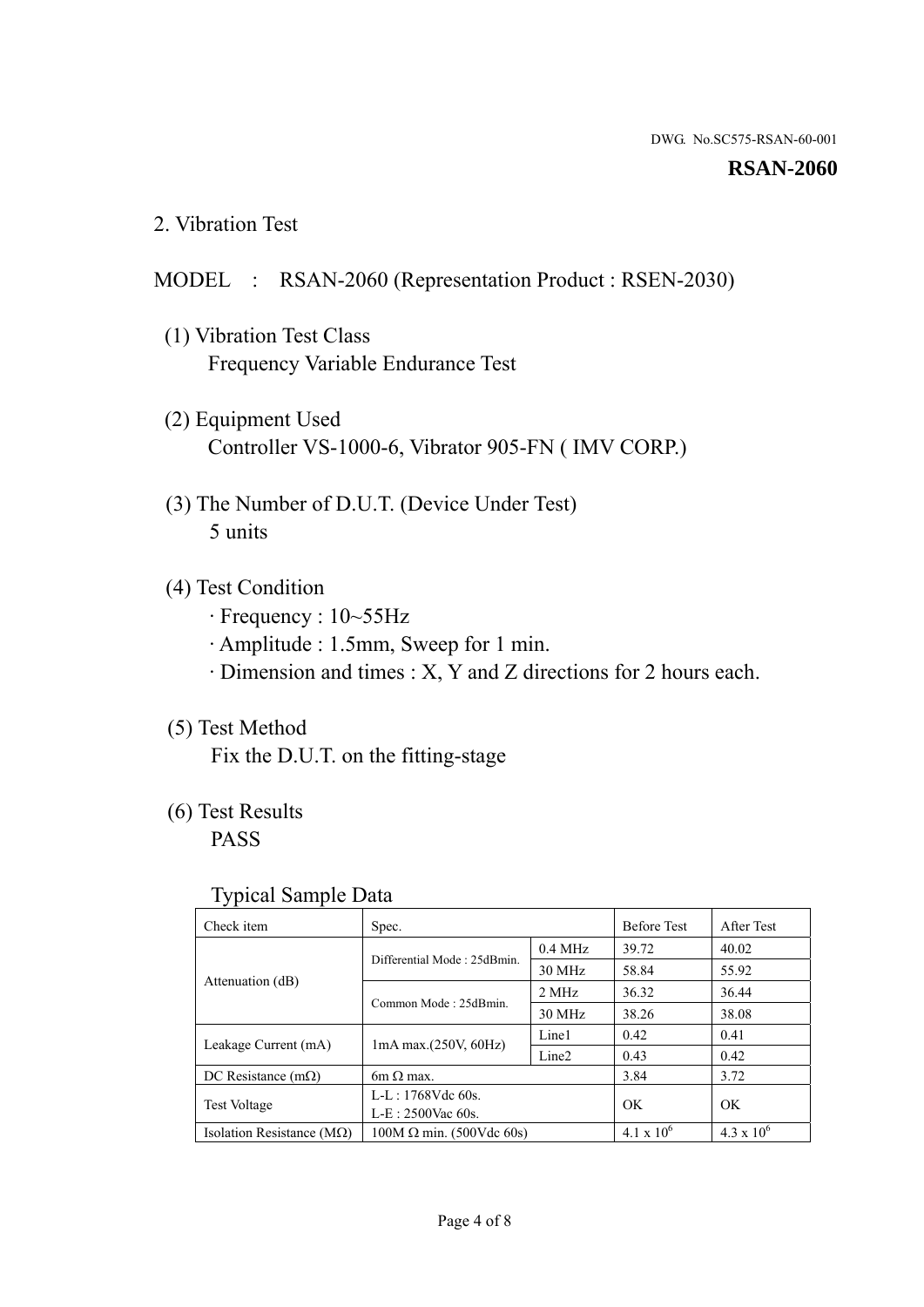DWG. No.SC575-RSAN-60-001

**RSAN-2060**

## 2. Vibration Test

MODEL : RSAN-2060 (Representation Product : RSEN-2030)

(1) Vibration Test Class
Frequency Variable Endurance Test

(2) Equipment Used
Controller VS-1000-6, Vibrator 905-FN ( IMV CORP.)

(3) The Number of D.U.T. (Device Under Test)
5 units

(4) Test Condition
· Frequency : 10~55Hz
· Amplitude : 1.5mm, Sweep for 1 min.
· Dimension and times : X, Y and Z directions for 2 hours each.

(5) Test Method
Fix the D.U.T. on the fitting-stage

(6) Test Results
PASS

Typical Sample Data

| Check item | Spec. | | Before Test | After Test |
|---|---|---|---|---|
| Attenuation (dB) | Differential Mode : 25dBmin. | 0.4 MHz | 39.72 | 40.02 |
| | | 30 MHz | 58.84 | 55.92 |
| | Common Mode : 25dBmin. | 2 MHz | 36.32 | 36.44 |
| | | 30 MHz | 38.26 | 38.08 |
| Leakage Current (mA) | 1mA max.(250V, 60Hz) | Line1 | 0.42 | 0.41 |
| | | Line2 | 0.43 | 0.42 |
| DC Resistance (mΩ) | 6m Ω max. | | 3.84 | 3.72 |
| Test Voltage | L-L : 1768Vdc 60s. L-E : 2500Vac 60s. | | OK | OK |
| Isolation Resistance (MΩ) | 100M Ω min. (500Vdc 60s) | | $4.1 \times 10^6$ | $4.3 \times 10^6$ |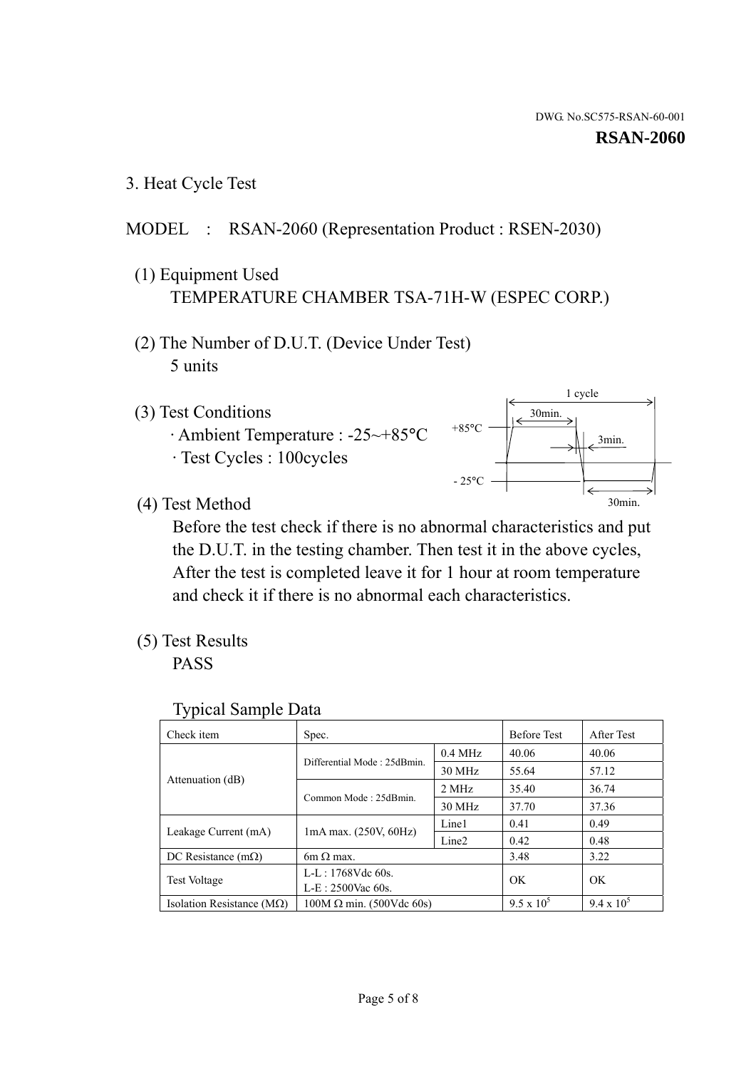DWG. No.SC575-RSAN-60-001

**RSAN-2060**

## 3. Heat Cycle Test

MODEL : RSAN-2060 (Representation Product : RSEN-2030)

(1) Equipment Used

TEMPERATURE CHAMBER TSA-71H-W (ESPEC CORP.)

(2) The Number of D.U.T. (Device Under Test)

5 units

(3) Test Conditions

· Ambient Temperature : -25~+85°C

· Test Cycles : 100cycles

1 cycle
30min.
+85°C
3min.
- 25°C
30min.

(4) Test Method

Before the test check if there is no abnormal characteristics and put the D.U.T. in the testing chamber. Then test it in the above cycles, After the test is completed leave it for 1 hour at room temperature and check it if there is no abnormal each characteristics.

(5) Test Results

PASS

Typical Sample Data

| Check item | Spec. | | Before Test | After Test |
|---|---|---|---|---|
| Attenuation (dB) | Differential Mode : 25dBmin. | 0.4 MHz | 40.06 | 40.06 |
| | | 30 MHz | 55.64 | 57.12 |
| | Common Mode : 25dBmin. | 2 MHz | 35.40 | 36.74 |
| | | 30 MHz | 37.70 | 37.36 |
| Leakage Current (mA) | 1mA max. (250V, 60Hz) | Line1 | 0.41 | 0.49 |
| | | Line2 | 0.42 | 0.48 |
| DC Resistance (mΩ) | 6m Ω max. | | 3.48 | 3.22 |
| Test Voltage | L-L : 1768Vdc 60s. L-E : 2500Vac 60s. | | OK | OK |
| Isolation Resistance (MΩ) | 100M Ω min. (500Vdc 60s) | | $9.5 \times 10^5$ | $9.4 \times 10^5$ |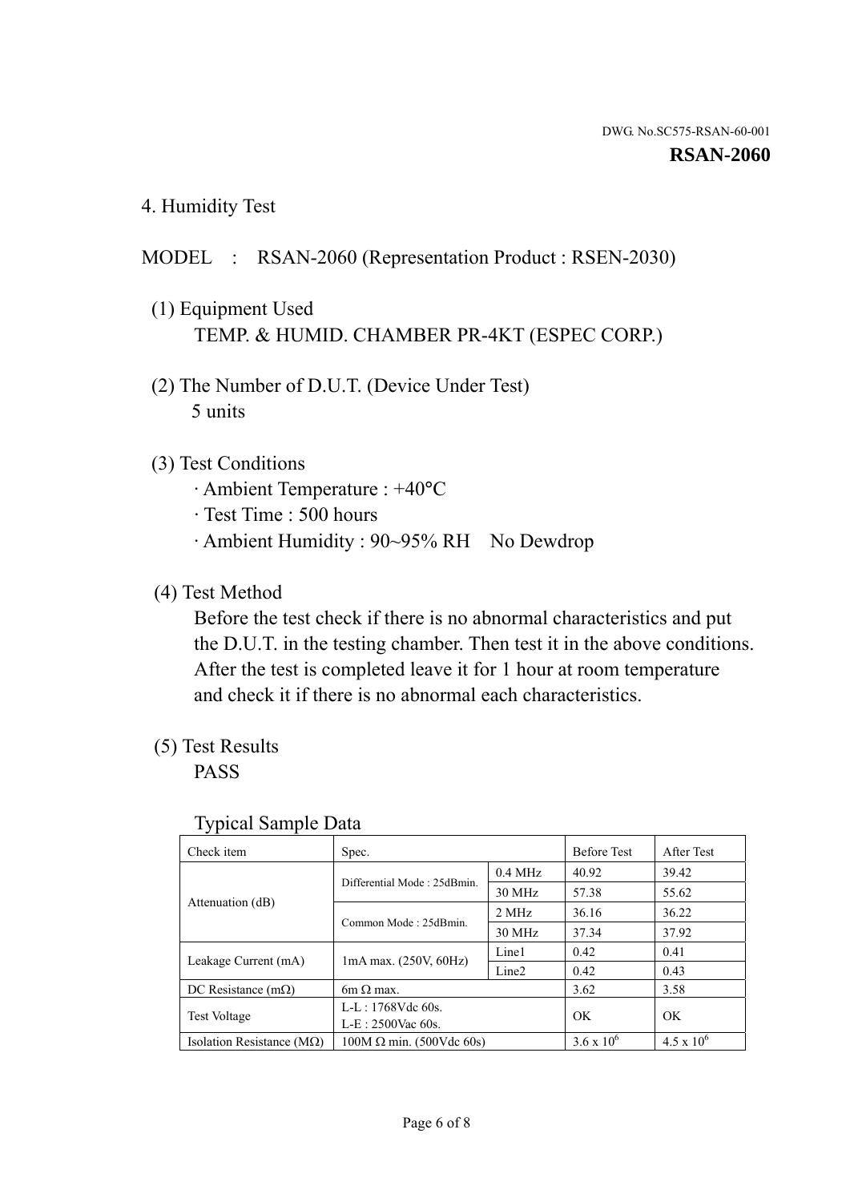DWG. No.SC575-RSAN-60-001

**RSAN-2060**

## 4. Humidity Test

MODEL : RSAN-2060 (Representation Product : RSEN-2030)

(1) Equipment Used
TEMP. & HUMID. CHAMBER PR-4KT (ESPEC CORP.)

(2) The Number of D.U.T. (Device Under Test)
5 units

(3) Test Conditions
· Ambient Temperature : +40°C
· Test Time : 500 hours
· Ambient Humidity : 90~95% RH No Dewdrop

(4) Test Method
Before the test check if there is no abnormal characteristics and put the D.U.T. in the testing chamber. Then test it in the above conditions. After the test is completed leave it for 1 hour at room temperature and check it if there is no abnormal each characteristics.

(5) Test Results
PASS

Typical Sample Data

| Check item | Spec. | | Before Test | After Test |
|---|---|---|---|---|
| Attenuation (dB) | Differential Mode : 25dBmin. | 0.4 MHz | 40.92 | 39.42 |
| | | 30 MHz | 57.38 | 55.62 |
| | Common Mode : 25dBmin. | 2 MHz | 36.16 | 36.22 |
| | | 30 MHz | 37.34 | 37.92 |
| Leakage Current (mA) | 1mA max. (250V, 60Hz) | Line1 | 0.42 | 0.41 |
| | | Line2 | 0.42 | 0.43 |
| DC Resistance (mΩ) | 6m Ω max. | | 3.62 | 3.58 |
| Test Voltage | L-L : 1768Vdc 60s.<br>L-E : 2500Vac 60s. | | OK | OK |
| Isolation Resistance (MΩ) | 100M Ω min. (500Vdc 60s) | | $3.6 \times 10^6$ | $4.5 \times 10^6$ |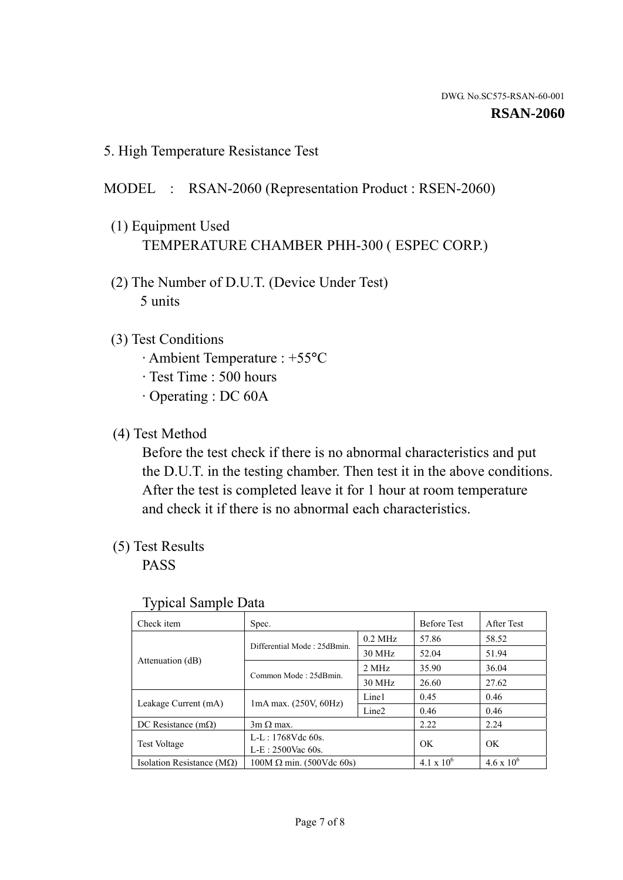DWG. No.SC575-RSAN-60-001

**RSAN-2060**

## 5. High Temperature Resistance Test

MODEL : RSAN-2060 (Representation Product : RSEN-2060)

(1) Equipment Used
TEMPERATURE CHAMBER PHH-300 ( ESPEC CORP.)

(2) The Number of D.U.T. (Device Under Test)
5 units

(3) Test Conditions
· Ambient Temperature : +55°C
· Test Time : 500 hours
· Operating : DC 60A

(4) Test Method
Before the test check if there is no abnormal characteristics and put the D.U.T. in the testing chamber. Then test it in the above conditions. After the test is completed leave it for 1 hour at room temperature and check it if there is no abnormal each characteristics.

(5) Test Results
PASS

Typical Sample Data

| Check item | Spec. | | Before Test | After Test |
|---|---|---|---|---|
| Attenuation (dB) | Differential Mode : 25dBmin. | 0.2 MHz | 57.86 | 58.52 |
| | | 30 MHz | 52.04 | 51.94 |
| | Common Mode : 25dBmin. | 2 MHz | 35.90 | 36.04 |
| | | 30 MHz | 26.60 | 27.62 |
| Leakage Current (mA) | 1mA max. (250V, 60Hz) | Line1 | 0.45 | 0.46 |
| | | Line2 | 0.46 | 0.46 |
| DC Resistance (mΩ) | 3m Ω max. | | 2.22 | 2.24 |
| Test Voltage | L-L : 1768Vdc 60s. L-E : 2500Vac 60s. | | OK | OK |
| Isolation Resistance (MΩ) | 100M Ω min. (500Vdc 60s) | | $4.1 \times 10^6$ | $4.6 \times 10^6$ |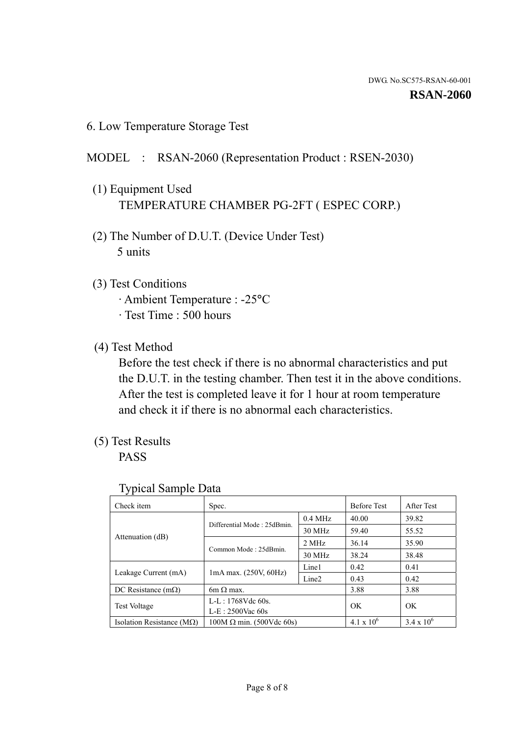DWG. No.SC575-RSAN-60-001

**RSAN-2060**

## 6. Low Temperature Storage Test

MODEL : RSAN-2060 (Representation Product : RSEN-2030)

(1) Equipment Used

TEMPERATURE CHAMBER PG-2FT ( ESPEC CORP.)

(2) The Number of D.U.T. (Device Under Test)

5 units

(3) Test Conditions

· Ambient Temperature : -25°C

· Test Time : 500 hours

(4) Test Method

Before the test check if there is no abnormal characteristics and put the D.U.T. in the testing chamber. Then test it in the above conditions. After the test is completed leave it for 1 hour at room temperature and check it if there is no abnormal each characteristics.

(5) Test Results

PASS

Typical Sample Data

| Check item | Spec. | | Before Test | After Test |
|---|---|---|---|---|
| Attenuation (dB) | Differential Mode : 25dBmin. | 0.4 MHz | 40.00 | 39.82 |
| | | 30 MHz | 59.40 | 55.52 |
| | Common Mode : 25dBmin. | 2 MHz | 36.14 | 35.90 |
| | | 30 MHz | 38.24 | 38.48 |
| Leakage Current (mA) | 1mA max. (250V, 60Hz) | Line1 | 0.42 | 0.41 |
| | | Line2 | 0.43 | 0.42 |
| DC Resistance (mΩ) | 6m Ω max. | | 3.88 | 3.88 |
| Test Voltage | L-L : 1768Vdc 60s.<br>L-E : 2500Vac 60s | | OK | OK |
| Isolation Resistance (MΩ) | 100M Ω min. (500Vdc 60s) | | $4.1 \times 10^6$ | $3.4 \times 10^6$ |